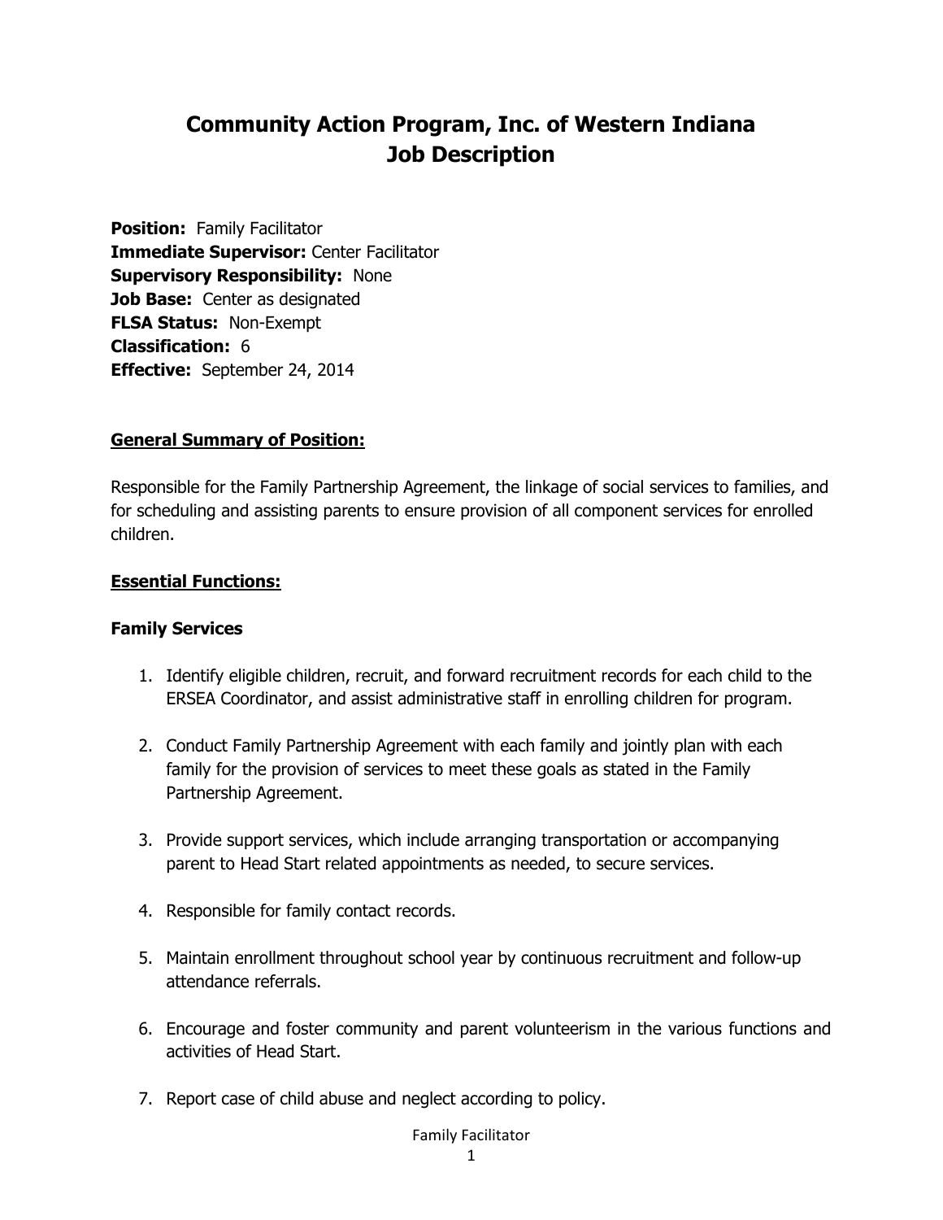# Community Action Program, Inc. of Western Indiana
# Job Description

**Position:** Family Facilitator
**Immediate Supervisor:** Center Facilitator
**Supervisory Responsibility:** None
**Job Base:** Center as designated
**FLSA Status:** Non-Exempt
**Classification:** 6
**Effective:** September 24, 2014

## General Summary of Position:

Responsible for the Family Partnership Agreement, the linkage of social services to families, and for scheduling and assisting parents to ensure provision of all component services for enrolled children.

## Essential Functions:

### Family Services

1. Identify eligible children, recruit, and forward recruitment records for each child to the ERSEA Coordinator, and assist administrative staff in enrolling children for program.

2. Conduct Family Partnership Agreement with each family and jointly plan with each family for the provision of services to meet these goals as stated in the Family Partnership Agreement.

3. Provide support services, which include arranging transportation or accompanying parent to Head Start related appointments as needed, to secure services.

4. Responsible for family contact records.

5. Maintain enrollment throughout school year by continuous recruitment and follow-up attendance referrals.

6. Encourage and foster community and parent volunteerism in the various functions and activities of Head Start.

7. Report case of child abuse and neglect according to policy.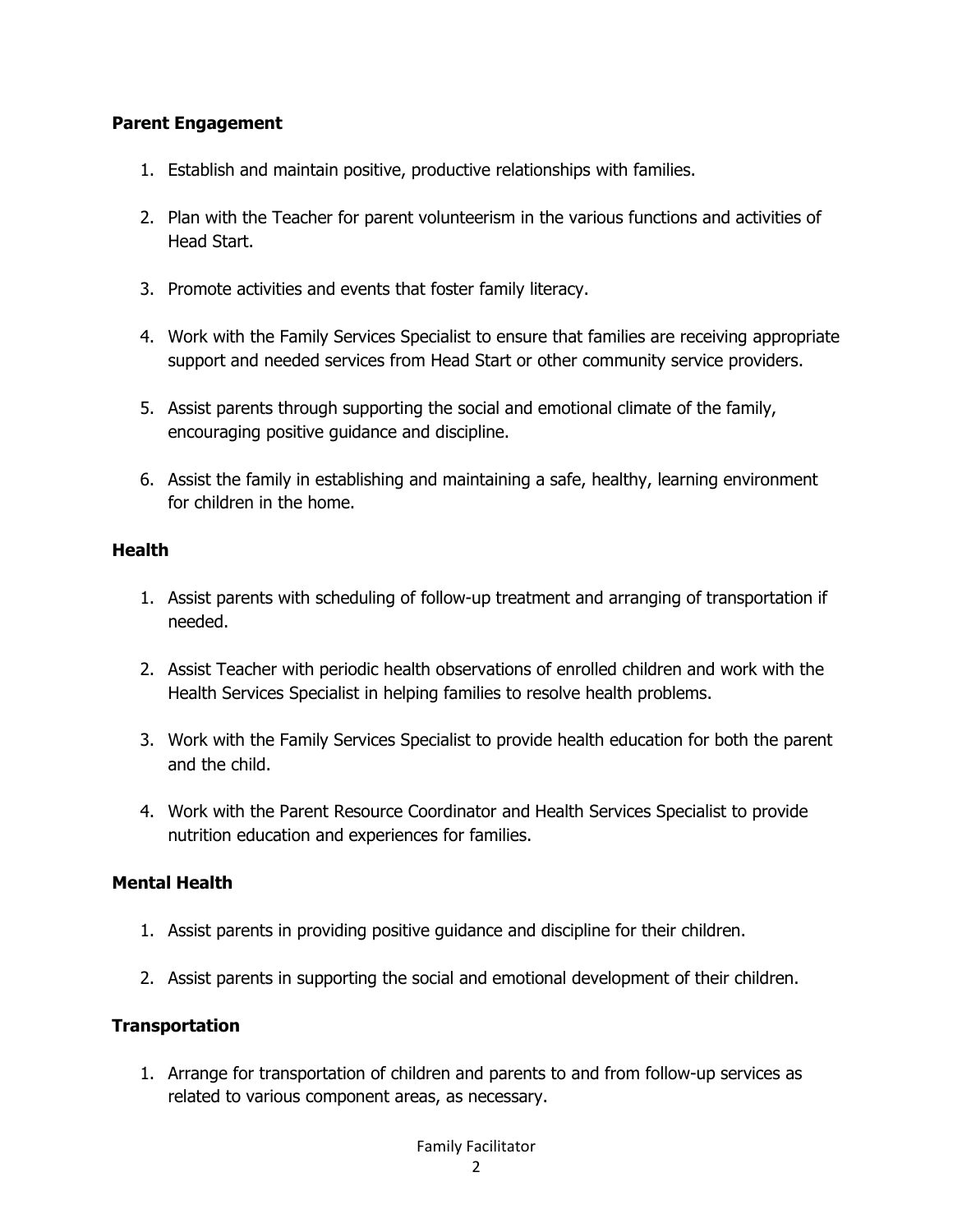**Parent Engagement**

1. Establish and maintain positive, productive relationships with families.

2. Plan with the Teacher for parent volunteerism in the various functions and activities of Head Start.

3. Promote activities and events that foster family literacy.

4. Work with the Family Services Specialist to ensure that families are receiving appropriate support and needed services from Head Start or other community service providers.

5. Assist parents through supporting the social and emotional climate of the family, encouraging positive guidance and discipline.

6. Assist the family in establishing and maintaining a safe, healthy, learning environment for children in the home.

**Health**

1. Assist parents with scheduling of follow-up treatment and arranging of transportation if needed.

2. Assist Teacher with periodic health observations of enrolled children and work with the Health Services Specialist in helping families to resolve health problems.

3. Work with the Family Services Specialist to provide health education for both the parent and the child.

4. Work with the Parent Resource Coordinator and Health Services Specialist to provide nutrition education and experiences for families.

**Mental Health**

1. Assist parents in providing positive guidance and discipline for their children.

2. Assist parents in supporting the social and emotional development of their children.

**Transportation**

1. Arrange for transportation of children and parents to and from follow-up services as related to various component areas, as necessary.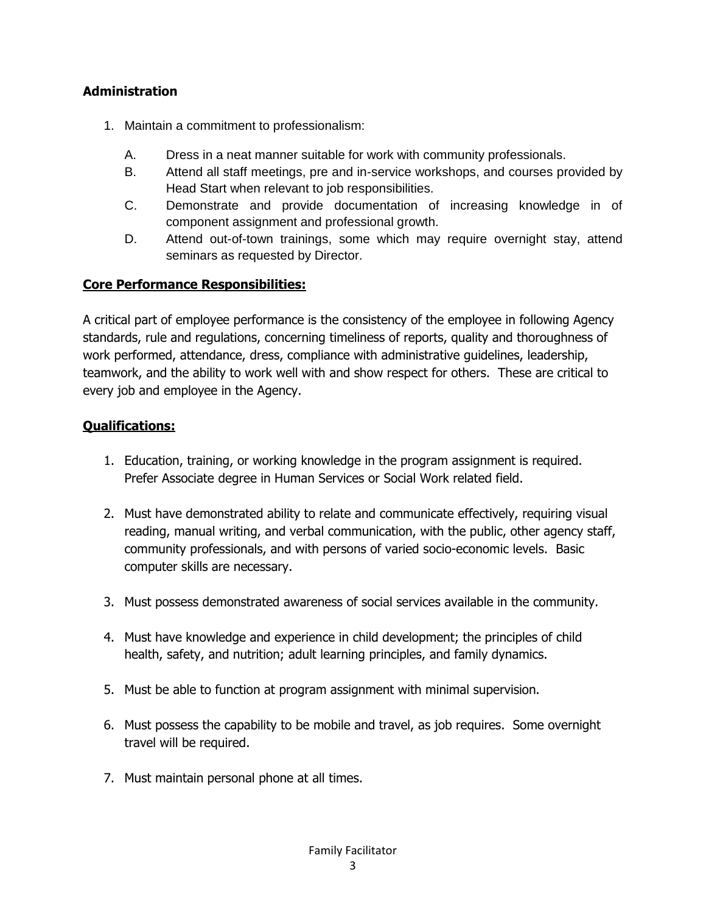### Administration

1. Maintain a commitment to professionalism:

    A. Dress in a neat manner suitable for work with community professionals.
    
    B. Attend all staff meetings, pre and in-service workshops, and courses provided by Head Start when relevant to job responsibilities.
    
    C. Demonstrate and provide documentation of increasing knowledge in of component assignment and professional growth.
    
    D. Attend out-of-town trainings, some which may require overnight stay, attend seminars as requested by Director.

### Core Performance Responsibilities:

A critical part of employee performance is the consistency of the employee in following Agency standards, rule and regulations, concerning timeliness of reports, quality and thoroughness of work performed, attendance, dress, compliance with administrative guidelines, leadership, teamwork, and the ability to work well with and show respect for others. These are critical to every job and employee in the Agency.

### Qualifications:

1. Education, training, or working knowledge in the program assignment is required. Prefer Associate degree in Human Services or Social Work related field.

2. Must have demonstrated ability to relate and communicate effectively, requiring visual reading, manual writing, and verbal communication, with the public, other agency staff, community professionals, and with persons of varied socio-economic levels. Basic computer skills are necessary.

3. Must possess demonstrated awareness of social services available in the community.

4. Must have knowledge and experience in child development; the principles of child health, safety, and nutrition; adult learning principles, and family dynamics.

5. Must be able to function at program assignment with minimal supervision.

6. Must possess the capability to be mobile and travel, as job requires. Some overnight travel will be required.

7. Must maintain personal phone at all times.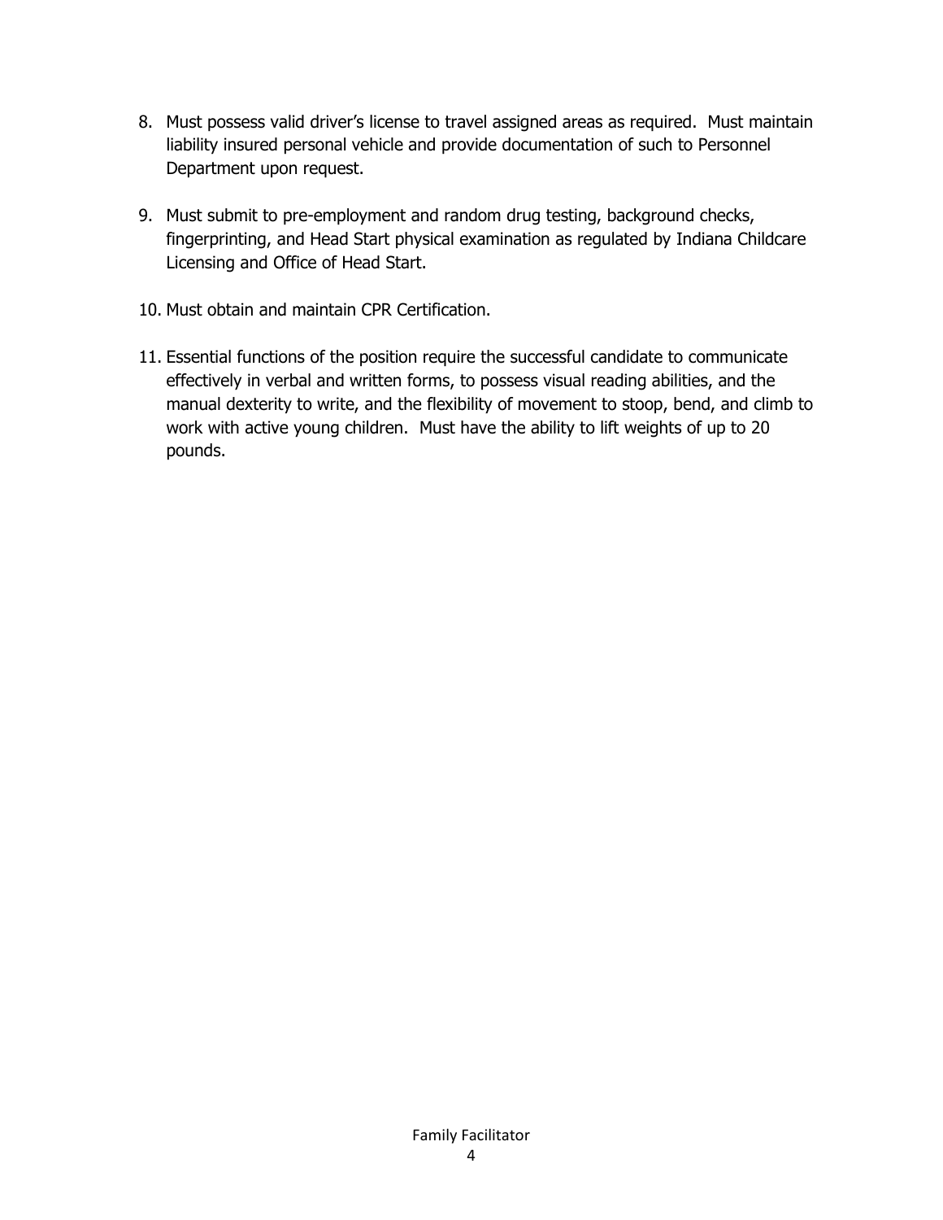8. Must possess valid driver's license to travel assigned areas as required. Must maintain liability insured personal vehicle and provide documentation of such to Personnel Department upon request.

9. Must submit to pre-employment and random drug testing, background checks, fingerprinting, and Head Start physical examination as regulated by Indiana Childcare Licensing and Office of Head Start.

10. Must obtain and maintain CPR Certification.

11. Essential functions of the position require the successful candidate to communicate effectively in verbal and written forms, to possess visual reading abilities, and the manual dexterity to write, and the flexibility of movement to stoop, bend, and climb to work with active young children. Must have the ability to lift weights of up to 20 pounds.